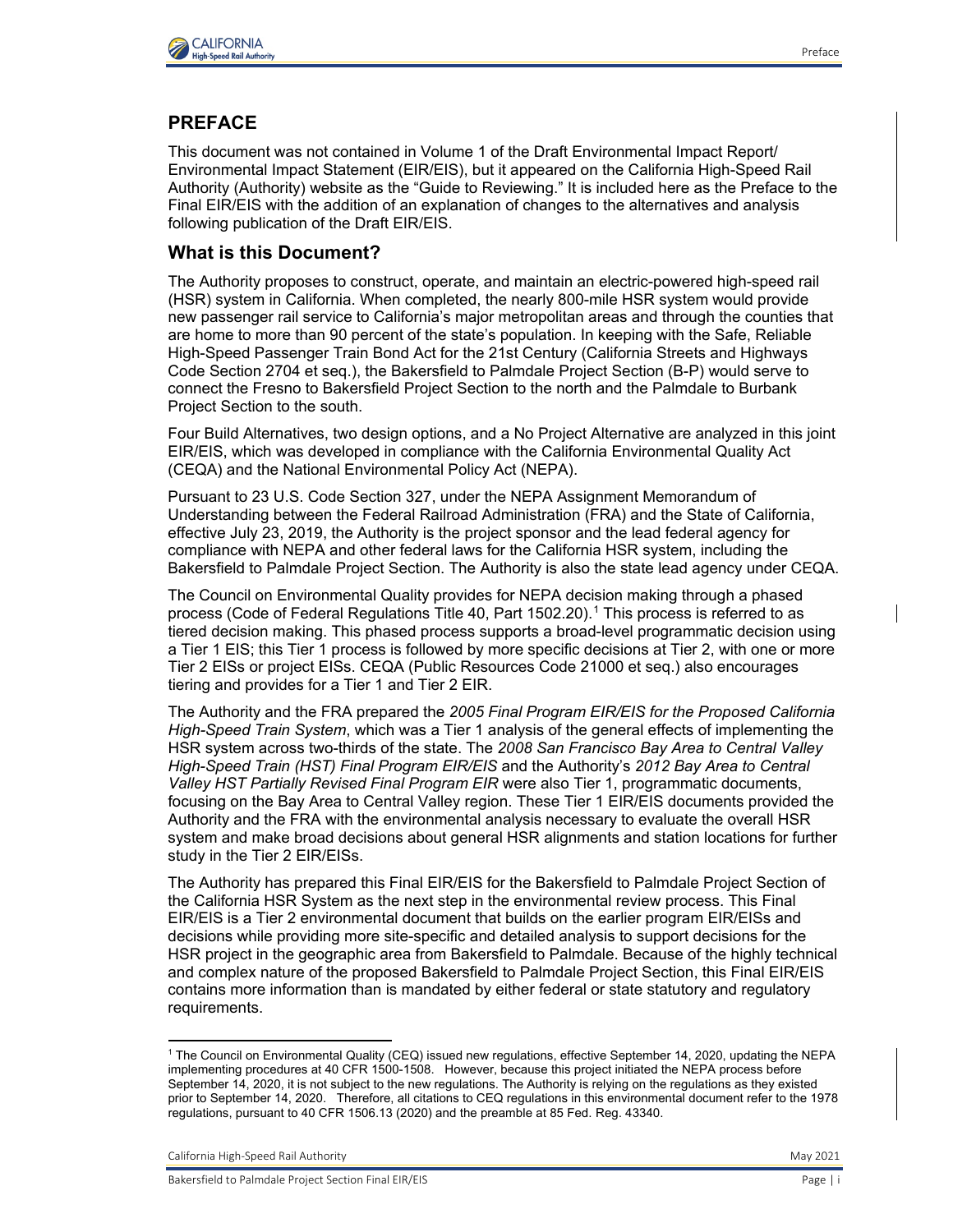## PREFACE

This document was not contained in Volume 1 of the Draft Environmental Impact Report/ Environmental Impact Statement (EIR/EIS), but it appeared on the California High-Speed Rail Authority (Authority) website as the “Guide to Reviewing.” It is included here as the Preface to the Final EIR/EIS with the addition of an explanation of changes to the alternatives and analysis following publication of the Draft EIR/EIS.

### What is this Document?

The Authority proposes to construct, operate, and maintain an electric-powered high-speed rail (HSR) system in California. When completed, the nearly 800-mile HSR system would provide new passenger rail service to California’s major metropolitan areas and through the counties that are home to more than 90 percent of the state’s population. In keeping with the Safe, Reliable High-Speed Passenger Train Bond Act for the 21st Century (California Streets and Highways Code Section 2704 et seq.), the Bakersfield to Palmdale Project Section (B-P) would serve to connect the Fresno to Bakersfield Project Section to the north and the Palmdale to Burbank Project Section to the south.

Four Build Alternatives, two design options, and a No Project Alternative are analyzed in this joint EIR/EIS, which was developed in compliance with the California Environmental Quality Act (CEQA) and the National Environmental Policy Act (NEPA).

Pursuant to 23 U.S. Code Section 327, under the NEPA Assignment Memorandum of Understanding between the Federal Railroad Administration (FRA) and the State of California, effective July 23, 2019, the Authority is the project sponsor and the lead federal agency for compliance with NEPA and other federal laws for the California HSR system, including the Bakersfield to Palmdale Project Section. The Authority is also the state lead agency under CEQA.

The Council on Environmental Quality provides for NEPA decision making through a phased process (Code of Federal Regulations Title 40, Part 1502.20).[1] This process is referred to as tiered decision making. This phased process supports a broad-level programmatic decision using a Tier 1 EIS; this Tier 1 process is followed by more specific decisions at Tier 2, with one or more Tier 2 EISs or project EISs. CEQA (Public Resources Code 21000 et seq.) also encourages tiering and provides for a Tier 1 and Tier 2 EIR.

The Authority and the FRA prepared the *2005 Final Program EIR/EIS for the Proposed California High-Speed Train System*, which was a Tier 1 analysis of the general effects of implementing the HSR system across two-thirds of the state. The *2008 San Francisco Bay Area to Central Valley High-Speed Train (HST) Final Program EIR/EIS* and the Authority’s *2012 Bay Area to Central Valley HST Partially Revised Final Program EIR* were also Tier 1, programmatic documents, focusing on the Bay Area to Central Valley region. These Tier 1 EIR/EIS documents provided the Authority and the FRA with the environmental analysis necessary to evaluate the overall HSR system and make broad decisions about general HSR alignments and station locations for further study in the Tier 2 EIR/EISs.

The Authority has prepared this Final EIR/EIS for the Bakersfield to Palmdale Project Section of the California HSR System as the next step in the environmental review process. This Final EIR/EIS is a Tier 2 environmental document that builds on the earlier program EIR/EISs and decisions while providing more site-specific and detailed analysis to support decisions for the HSR project in the geographic area from Bakersfield to Palmdale. Because of the highly technical and complex nature of the proposed Bakersfield to Palmdale Project Section, this Final EIR/EIS contains more information than is mandated by either federal or state statutory and regulatory requirements.

---

[1] The Council on Environmental Quality (CEQ) issued new regulations, effective September 14, 2020, updating the NEPA implementing procedures at 40 CFR 1500-1508. However, because this project initiated the NEPA process before September 14, 2020, it is not subject to the new regulations. The Authority is relying on the regulations as they existed prior to September 14, 2020. Therefore, all citations to CEQ regulations in this environmental document refer to the 1978 regulations, pursuant to 40 CFR 1506.13 (2020) and the preamble at 85 Fed. Reg. 43340.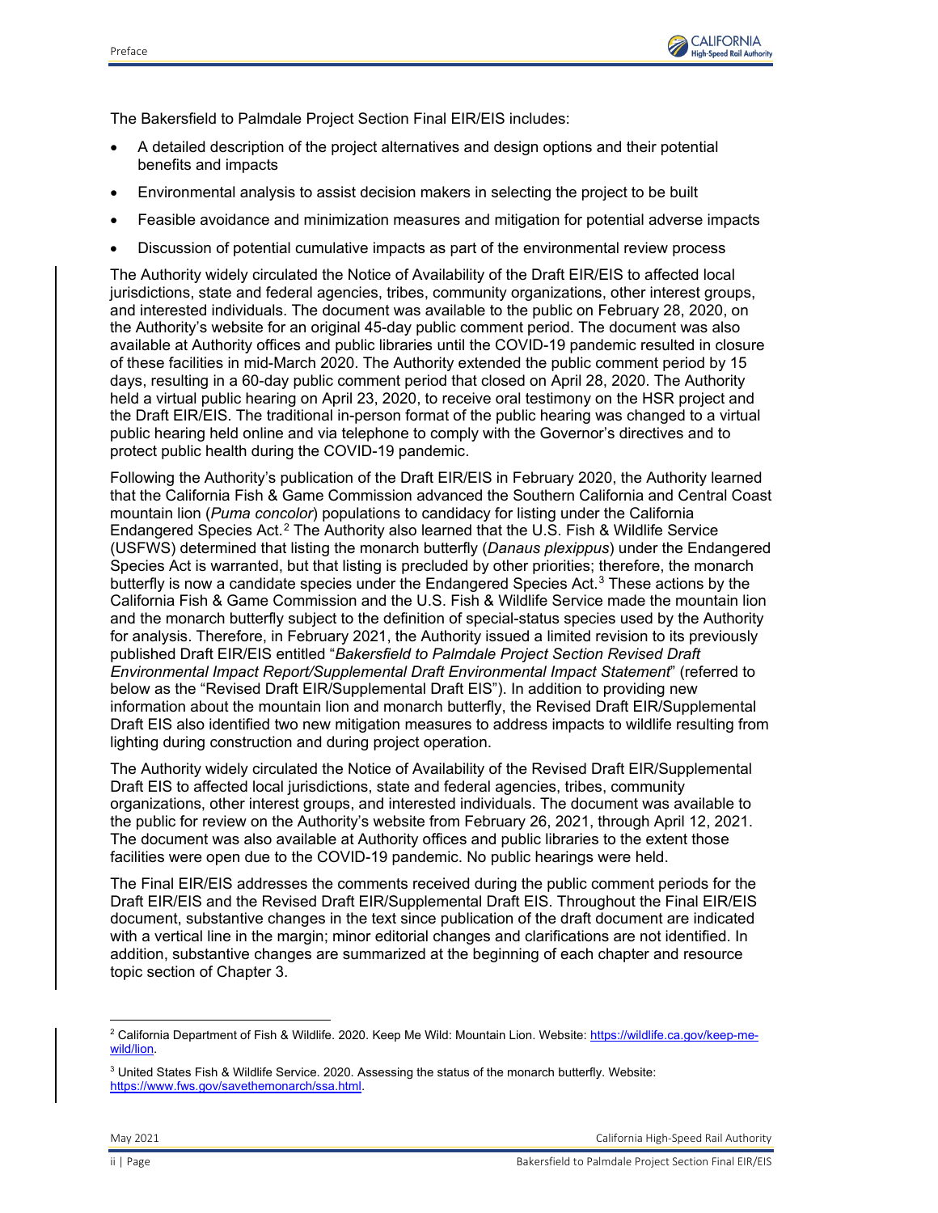The Bakersfield to Palmdale Project Section Final EIR/EIS includes:

- A detailed description of the project alternatives and design options and their potential benefits and impacts
- Environmental analysis to assist decision makers in selecting the project to be built
- Feasible avoidance and minimization measures and mitigation for potential adverse impacts
- Discussion of potential cumulative impacts as part of the environmental review process

The Authority widely circulated the Notice of Availability of the Draft EIR/EIS to affected local jurisdictions, state and federal agencies, tribes, community organizations, other interest groups, and interested individuals. The document was available to the public on February 28, 2020, on the Authority's website for an original 45-day public comment period. The document was also available at Authority offices and public libraries until the COVID-19 pandemic resulted in closure of these facilities in mid-March 2020. The Authority extended the public comment period by 15 days, resulting in a 60-day public comment period that closed on April 28, 2020. The Authority held a virtual public hearing on April 23, 2020, to receive oral testimony on the HSR project and the Draft EIR/EIS. The traditional in-person format of the public hearing was changed to a virtual public hearing held online and via telephone to comply with the Governor's directives and to protect public health during the COVID-19 pandemic.

Following the Authority's publication of the Draft EIR/EIS in February 2020, the Authority learned that the California Fish & Game Commission advanced the Southern California and Central Coast mountain lion (*Puma concolor*) populations to candidacy for listing under the California Endangered Species Act.[2] The Authority also learned that the U.S. Fish & Wildlife Service (USFWS) determined that listing the monarch butterfly (*Danaus plexippus*) under the Endangered Species Act is warranted, but that listing is precluded by other priorities; therefore, the monarch butterfly is now a candidate species under the Endangered Species Act.[3] These actions by the California Fish & Game Commission and the U.S. Fish & Wildlife Service made the mountain lion and the monarch butterfly subject to the definition of special-status species used by the Authority for analysis. Therefore, in February 2021, the Authority issued a limited revision to its previously published Draft EIR/EIS entitled "*Bakersfield to Palmdale Project Section Revised Draft Environmental Impact Report/Supplemental Draft Environmental Impact Statement*" (referred to below as the "Revised Draft EIR/Supplemental Draft EIS"). In addition to providing new information about the mountain lion and monarch butterfly, the Revised Draft EIR/Supplemental Draft EIS also identified two new mitigation measures to address impacts to wildlife resulting from lighting during construction and during project operation.

The Authority widely circulated the Notice of Availability of the Revised Draft EIR/Supplemental Draft EIS to affected local jurisdictions, state and federal agencies, tribes, community organizations, other interest groups, and interested individuals. The document was available to the public for review on the Authority's website from February 26, 2021, through April 12, 2021. The document was also available at Authority offices and public libraries to the extent those facilities were open due to the COVID-19 pandemic. No public hearings were held.

The Final EIR/EIS addresses the comments received during the public comment periods for the Draft EIR/EIS and the Revised Draft EIR/Supplemental Draft EIS. Throughout the Final EIR/EIS document, substantive changes in the text since publication of the draft document are indicated with a vertical line in the margin; minor editorial changes and clarifications are not identified. In addition, substantive changes are summarized at the beginning of each chapter and resource topic section of Chapter 3.

---

[2] California Department of Fish & Wildlife. 2020. Keep Me Wild: Mountain Lion. Website: https://wildlife.ca.gov/keep-me-wild/lion.

[3] United States Fish & Wildlife Service. 2020. Assessing the status of the monarch butterfly. Website: https://www.fws.gov/savethemonarch/ssa.html.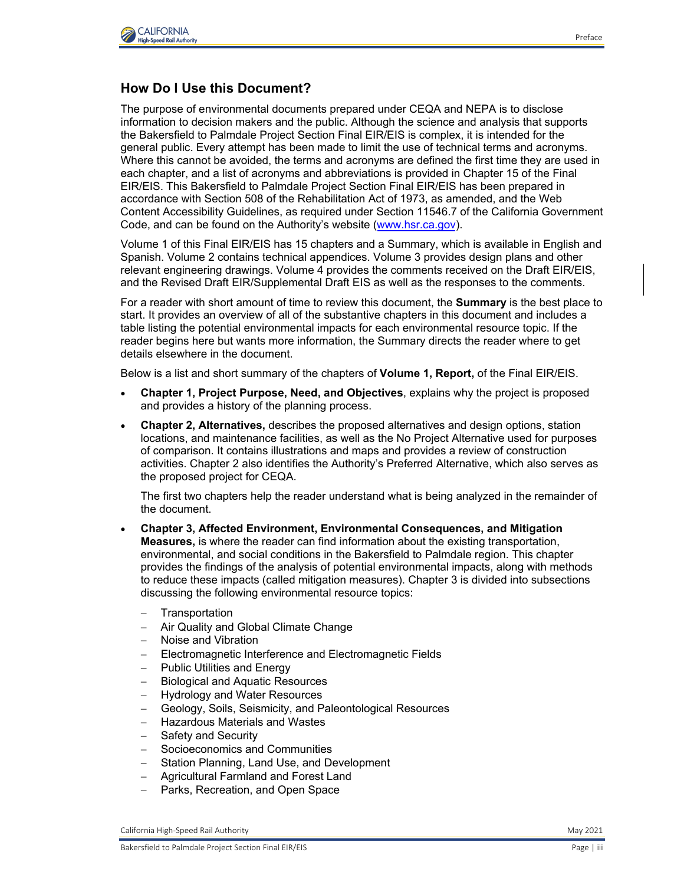## How Do I Use this Document?

The purpose of environmental documents prepared under CEQA and NEPA is to disclose information to decision makers and the public. Although the science and analysis that supports the Bakersfield to Palmdale Project Section Final EIR/EIS is complex, it is intended for the general public. Every attempt has been made to limit the use of technical terms and acronyms. Where this cannot be avoided, the terms and acronyms are defined the first time they are used in each chapter, and a list of acronyms and abbreviations is provided in Chapter 15 of the Final EIR/EIS. This Bakersfield to Palmdale Project Section Final EIR/EIS has been prepared in accordance with Section 508 of the Rehabilitation Act of 1973, as amended, and the Web Content Accessibility Guidelines, as required under Section 11546.7 of the California Government Code, and can be found on the Authority's website (www.hsr.ca.gov).

Volume 1 of this Final EIR/EIS has 15 chapters and a Summary, which is available in English and Spanish. Volume 2 contains technical appendices. Volume 3 provides design plans and other relevant engineering drawings. Volume 4 provides the comments received on the Draft EIR/EIS, and the Revised Draft EIR/Supplemental Draft EIS as well as the responses to the comments.

For a reader with short amount of time to review this document, the **Summary** is the best place to start. It provides an overview of all of the substantive chapters in this document and includes a table listing the potential environmental impacts for each environmental resource topic. If the reader begins here but wants more information, the Summary directs the reader where to get details elsewhere in the document.

Below is a list and short summary of the chapters of **Volume 1, Report,** of the Final EIR/EIS.

- **Chapter 1, Project Purpose, Need, and Objectives**, explains why the project is proposed and provides a history of the planning process.
- **Chapter 2, Alternatives,** describes the proposed alternatives and design options, station locations, and maintenance facilities, as well as the No Project Alternative used for purposes of comparison. It contains illustrations and maps and provides a review of construction activities. Chapter 2 also identifies the Authority's Preferred Alternative, which also serves as the proposed project for CEQA.

  The first two chapters help the reader understand what is being analyzed in the remainder of the document.

- **Chapter 3, Affected Environment, Environmental Consequences, and Mitigation Measures,** is where the reader can find information about the existing transportation, environmental, and social conditions in the Bakersfield to Palmdale region. This chapter provides the findings of the analysis of potential environmental impacts, along with methods to reduce these impacts (called mitigation measures). Chapter 3 is divided into subsections discussing the following environmental resource topics:
  - Transportation
  - Air Quality and Global Climate Change
  - Noise and Vibration
  - Electromagnetic Interference and Electromagnetic Fields
  - Public Utilities and Energy
  - Biological and Aquatic Resources
  - Hydrology and Water Resources
  - Geology, Soils, Seismicity, and Paleontological Resources
  - Hazardous Materials and Wastes
  - Safety and Security
  - Socioeconomics and Communities
  - Station Planning, Land Use, and Development
  - Agricultural Farmland and Forest Land
  - Parks, Recreation, and Open Space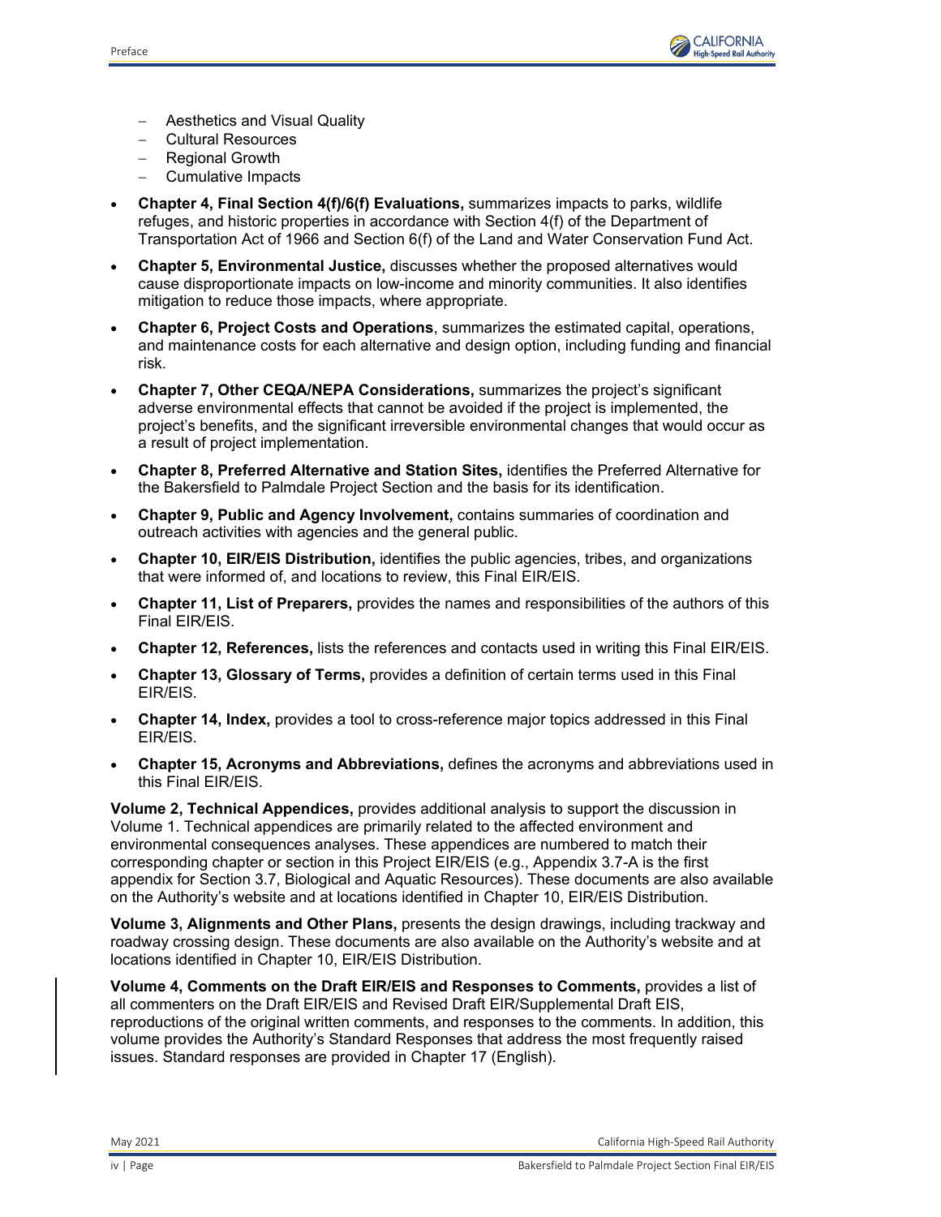- Aesthetics and Visual Quality
  - Cultural Resources
  - Regional Growth
  - Cumulative Impacts
- **Chapter 4, Final Section 4(f)/6(f) Evaluations,** summarizes impacts to parks, wildlife refuges, and historic properties in accordance with Section 4(f) of the Department of Transportation Act of 1966 and Section 6(f) of the Land and Water Conservation Fund Act.
- **Chapter 5, Environmental Justice,** discusses whether the proposed alternatives would cause disproportionate impacts on low-income and minority communities. It also identifies mitigation to reduce those impacts, where appropriate.
- **Chapter 6, Project Costs and Operations**, summarizes the estimated capital, operations, and maintenance costs for each alternative and design option, including funding and financial risk.
- **Chapter 7, Other CEQA/NEPA Considerations,** summarizes the project's significant adverse environmental effects that cannot be avoided if the project is implemented, the project's benefits, and the significant irreversible environmental changes that would occur as a result of project implementation.
- **Chapter 8, Preferred Alternative and Station Sites,** identifies the Preferred Alternative for the Bakersfield to Palmdale Project Section and the basis for its identification.
- **Chapter 9, Public and Agency Involvement,** contains summaries of coordination and outreach activities with agencies and the general public.
- **Chapter 10, EIR/EIS Distribution,** identifies the public agencies, tribes, and organizations that were informed of, and locations to review, this Final EIR/EIS.
- **Chapter 11, List of Preparers,** provides the names and responsibilities of the authors of this Final EIR/EIS.
- **Chapter 12, References,** lists the references and contacts used in writing this Final EIR/EIS.
- **Chapter 13, Glossary of Terms,** provides a definition of certain terms used in this Final EIR/EIS.
- **Chapter 14, Index,** provides a tool to cross-reference major topics addressed in this Final EIR/EIS.
- **Chapter 15, Acronyms and Abbreviations,** defines the acronyms and abbreviations used in this Final EIR/EIS.

**Volume 2, Technical Appendices,** provides additional analysis to support the discussion in Volume 1. Technical appendices are primarily related to the affected environment and environmental consequences analyses. These appendices are numbered to match their corresponding chapter or section in this Project EIR/EIS (e.g., Appendix 3.7-A is the first appendix for Section 3.7, Biological and Aquatic Resources). These documents are also available on the Authority's website and at locations identified in Chapter 10, EIR/EIS Distribution.

**Volume 3, Alignments and Other Plans,** presents the design drawings, including trackway and roadway crossing design. These documents are also available on the Authority's website and at locations identified in Chapter 10, EIR/EIS Distribution.

**Volume 4, Comments on the Draft EIR/EIS and Responses to Comments,** provides a list of all commenters on the Draft EIR/EIS and Revised Draft EIR/Supplemental Draft EIS, reproductions of the original written comments, and responses to the comments. In addition, this volume provides the Authority's Standard Responses that address the most frequently raised issues. Standard responses are provided in Chapter 17 (English).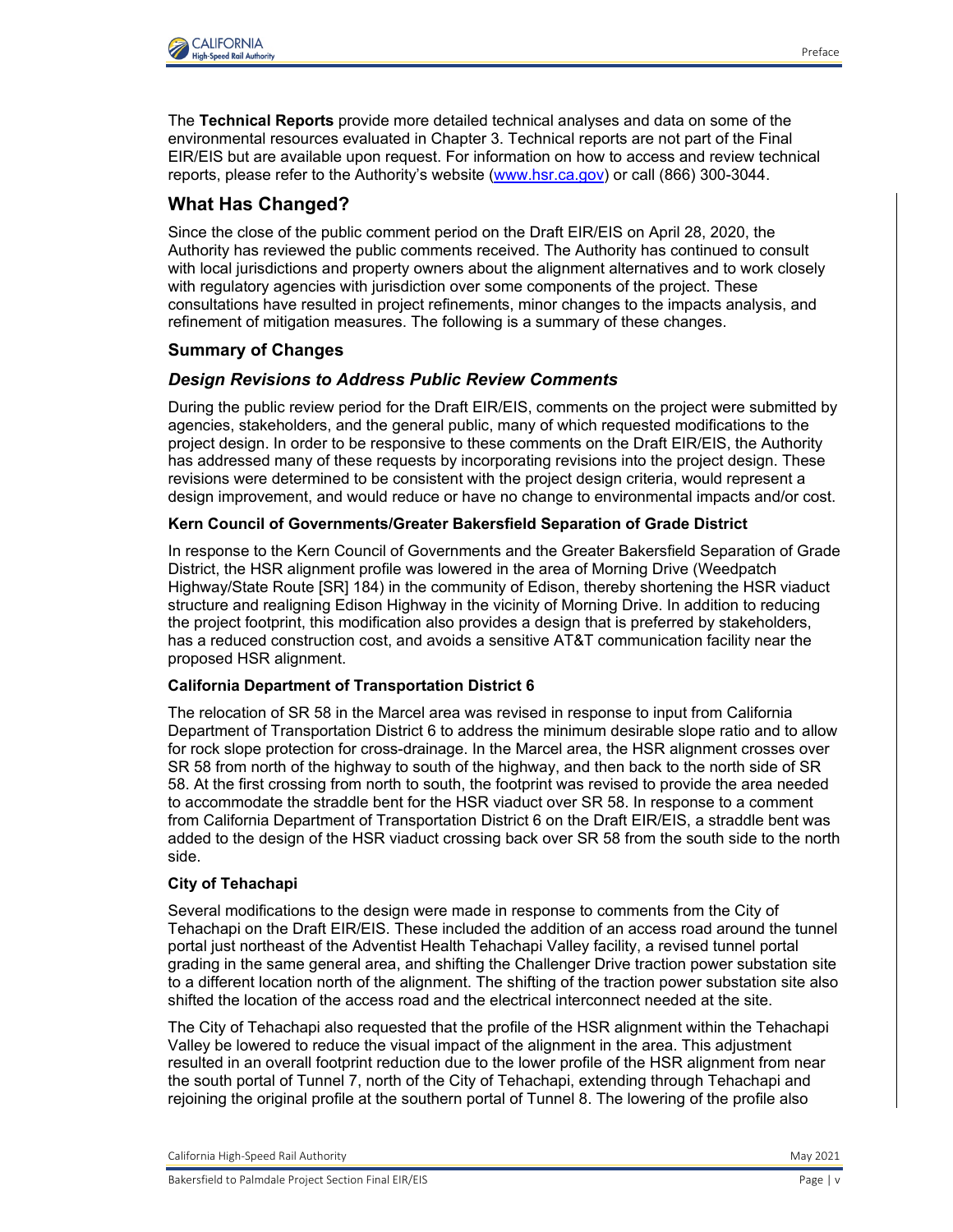The **Technical Reports** provide more detailed technical analyses and data on some of the environmental resources evaluated in Chapter 3. Technical reports are not part of the Final EIR/EIS but are available upon request. For information on how to access and review technical reports, please refer to the Authority's website (www.hsr.ca.gov) or call (866) 300-3044.

## What Has Changed?

Since the close of the public comment period on the Draft EIR/EIS on April 28, 2020, the Authority has reviewed the public comments received. The Authority has continued to consult with local jurisdictions and property owners about the alignment alternatives and to work closely with regulatory agencies with jurisdiction over some components of the project. These consultations have resulted in project refinements, minor changes to the impacts analysis, and refinement of mitigation measures. The following is a summary of these changes.

### Summary of Changes

### *Design Revisions to Address Public Review Comments*

During the public review period for the Draft EIR/EIS, comments on the project were submitted by agencies, stakeholders, and the general public, many of which requested modifications to the project design. In order to be responsive to these comments on the Draft EIR/EIS, the Authority has addressed many of these requests by incorporating revisions into the project design. These revisions were determined to be consistent with the project design criteria, would represent a design improvement, and would reduce or have no change to environmental impacts and/or cost.

#### Kern Council of Governments/Greater Bakersfield Separation of Grade District

In response to the Kern Council of Governments and the Greater Bakersfield Separation of Grade District, the HSR alignment profile was lowered in the area of Morning Drive (Weedpatch Highway/State Route [SR] 184) in the community of Edison, thereby shortening the HSR viaduct structure and realigning Edison Highway in the vicinity of Morning Drive. In addition to reducing the project footprint, this modification also provides a design that is preferred by stakeholders, has a reduced construction cost, and avoids a sensitive AT&T communication facility near the proposed HSR alignment.

#### California Department of Transportation District 6

The relocation of SR 58 in the Marcel area was revised in response to input from California Department of Transportation District 6 to address the minimum desirable slope ratio and to allow for rock slope protection for cross-drainage. In the Marcel area, the HSR alignment crosses over SR 58 from north of the highway to south of the highway, and then back to the north side of SR 58. At the first crossing from north to south, the footprint was revised to provide the area needed to accommodate the straddle bent for the HSR viaduct over SR 58. In response to a comment from California Department of Transportation District 6 on the Draft EIR/EIS, a straddle bent was added to the design of the HSR viaduct crossing back over SR 58 from the south side to the north side.

#### City of Tehachapi

Several modifications to the design were made in response to comments from the City of Tehachapi on the Draft EIR/EIS. These included the addition of an access road around the tunnel portal just northeast of the Adventist Health Tehachapi Valley facility, a revised tunnel portal grading in the same general area, and shifting the Challenger Drive traction power substation site to a different location north of the alignment. The shifting of the traction power substation site also shifted the location of the access road and the electrical interconnect needed at the site.

The City of Tehachapi also requested that the profile of the HSR alignment within the Tehachapi Valley be lowered to reduce the visual impact of the alignment in the area. This adjustment resulted in an overall footprint reduction due to the lower profile of the HSR alignment from near the south portal of Tunnel 7, north of the City of Tehachapi, extending through Tehachapi and rejoining the original profile at the southern portal of Tunnel 8. The lowering of the profile also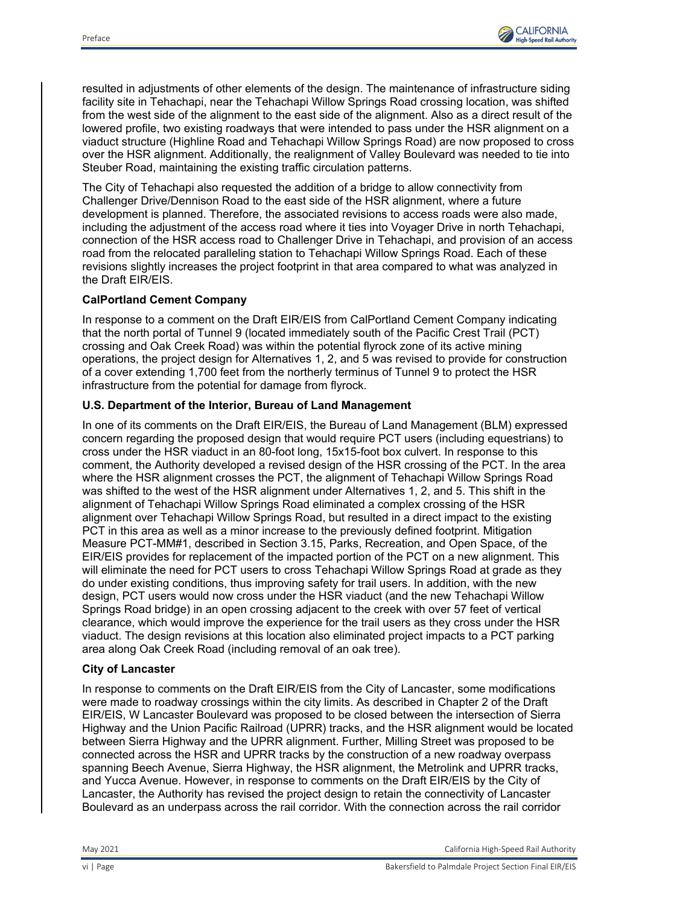resulted in adjustments of other elements of the design. The maintenance of infrastructure siding facility site in Tehachapi, near the Tehachapi Willow Springs Road crossing location, was shifted from the west side of the alignment to the east side of the alignment. Also as a direct result of the lowered profile, two existing roadways that were intended to pass under the HSR alignment on a viaduct structure (Highline Road and Tehachapi Willow Springs Road) are now proposed to cross over the HSR alignment. Additionally, the realignment of Valley Boulevard was needed to tie into Steuber Road, maintaining the existing traffic circulation patterns.

The City of Tehachapi also requested the addition of a bridge to allow connectivity from Challenger Drive/Dennison Road to the east side of the HSR alignment, where a future development is planned. Therefore, the associated revisions to access roads were also made, including the adjustment of the access road where it ties into Voyager Drive in north Tehachapi, connection of the HSR access road to Challenger Drive in Tehachapi, and provision of an access road from the relocated paralleling station to Tehachapi Willow Springs Road. Each of these revisions slightly increases the project footprint in that area compared to what was analyzed in the Draft EIR/EIS.

**CalPortland Cement Company**

In response to a comment on the Draft EIR/EIS from CalPortland Cement Company indicating that the north portal of Tunnel 9 (located immediately south of the Pacific Crest Trail (PCT) crossing and Oak Creek Road) was within the potential flyrock zone of its active mining operations, the project design for Alternatives 1, 2, and 5 was revised to provide for construction of a cover extending 1,700 feet from the northerly terminus of Tunnel 9 to protect the HSR infrastructure from the potential for damage from flyrock.

**U.S. Department of the Interior, Bureau of Land Management**

In one of its comments on the Draft EIR/EIS, the Bureau of Land Management (BLM) expressed concern regarding the proposed design that would require PCT users (including equestrians) to cross under the HSR viaduct in an 80-foot long, 15x15-foot box culvert. In response to this comment, the Authority developed a revised design of the HSR crossing of the PCT. In the area where the HSR alignment crosses the PCT, the alignment of Tehachapi Willow Springs Road was shifted to the west of the HSR alignment under Alternatives 1, 2, and 5. This shift in the alignment of Tehachapi Willow Springs Road eliminated a complex crossing of the HSR alignment over Tehachapi Willow Springs Road, but resulted in a direct impact to the existing PCT in this area as well as a minor increase to the previously defined footprint. Mitigation Measure PCT-MM#1, described in Section 3.15, Parks, Recreation, and Open Space, of the EIR/EIS provides for replacement of the impacted portion of the PCT on a new alignment. This will eliminate the need for PCT users to cross Tehachapi Willow Springs Road at grade as they do under existing conditions, thus improving safety for trail users. In addition, with the new design, PCT users would now cross under the HSR viaduct (and the new Tehachapi Willow Springs Road bridge) in an open crossing adjacent to the creek with over 57 feet of vertical clearance, which would improve the experience for the trail users as they cross under the HSR viaduct. The design revisions at this location also eliminated project impacts to a PCT parking area along Oak Creek Road (including removal of an oak tree).

**City of Lancaster**

In response to comments on the Draft EIR/EIS from the City of Lancaster, some modifications were made to roadway crossings within the city limits. As described in Chapter 2 of the Draft EIR/EIS, W Lancaster Boulevard was proposed to be closed between the intersection of Sierra Highway and the Union Pacific Railroad (UPRR) tracks, and the HSR alignment would be located between Sierra Highway and the UPRR alignment. Further, Milling Street was proposed to be connected across the HSR and UPRR tracks by the construction of a new roadway overpass spanning Beech Avenue, Sierra Highway, the HSR alignment, the Metrolink and UPRR tracks, and Yucca Avenue. However, in response to comments on the Draft EIR/EIS by the City of Lancaster, the Authority has revised the project design to retain the connectivity of Lancaster Boulevard as an underpass across the rail corridor. With the connection across the rail corridor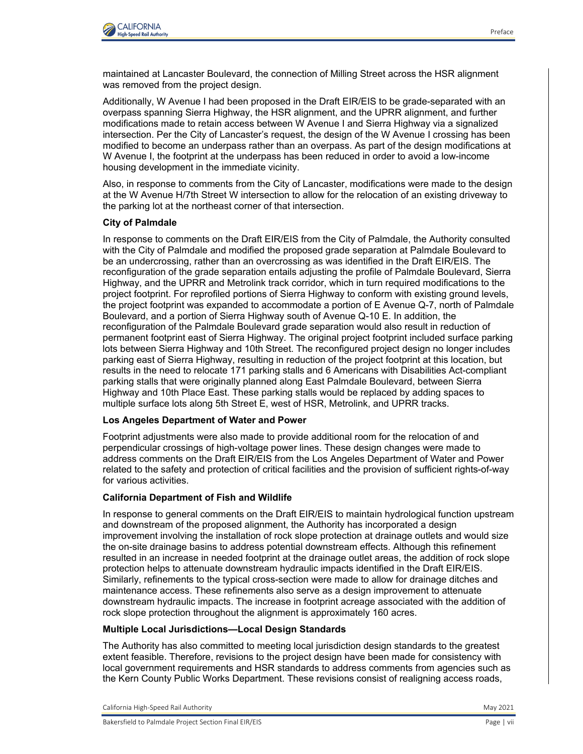maintained at Lancaster Boulevard, the connection of Milling Street across the HSR alignment was removed from the project design.

Additionally, W Avenue I had been proposed in the Draft EIR/EIS to be grade-separated with an overpass spanning Sierra Highway, the HSR alignment, and the UPRR alignment, and further modifications made to retain access between W Avenue I and Sierra Highway via a signalized intersection. Per the City of Lancaster's request, the design of the W Avenue I crossing has been modified to become an underpass rather than an overpass. As part of the design modifications at W Avenue I, the footprint at the underpass has been reduced in order to avoid a low-income housing development in the immediate vicinity.

Also, in response to comments from the City of Lancaster, modifications were made to the design at the W Avenue H/7th Street W intersection to allow for the relocation of an existing driveway to the parking lot at the northeast corner of that intersection.

**City of Palmdale**

In response to comments on the Draft EIR/EIS from the City of Palmdale, the Authority consulted with the City of Palmdale and modified the proposed grade separation at Palmdale Boulevard to be an undercrossing, rather than an overcrossing as was identified in the Draft EIR/EIS. The reconfiguration of the grade separation entails adjusting the profile of Palmdale Boulevard, Sierra Highway, and the UPRR and Metrolink track corridor, which in turn required modifications to the project footprint. For reprofiled portions of Sierra Highway to conform with existing ground levels, the project footprint was expanded to accommodate a portion of E Avenue Q-7, north of Palmdale Boulevard, and a portion of Sierra Highway south of Avenue Q-10 E. In addition, the reconfiguration of the Palmdale Boulevard grade separation would also result in reduction of permanent footprint east of Sierra Highway. The original project footprint included surface parking lots between Sierra Highway and 10th Street. The reconfigured project design no longer includes parking east of Sierra Highway, resulting in reduction of the project footprint at this location, but results in the need to relocate 171 parking stalls and 6 Americans with Disabilities Act-compliant parking stalls that were originally planned along East Palmdale Boulevard, between Sierra Highway and 10th Place East. These parking stalls would be replaced by adding spaces to multiple surface lots along 5th Street E, west of HSR, Metrolink, and UPRR tracks.

**Los Angeles Department of Water and Power**

Footprint adjustments were also made to provide additional room for the relocation of and perpendicular crossings of high-voltage power lines. These design changes were made to address comments on the Draft EIR/EIS from the Los Angeles Department of Water and Power related to the safety and protection of critical facilities and the provision of sufficient rights-of-way for various activities.

**California Department of Fish and Wildlife**

In response to general comments on the Draft EIR/EIS to maintain hydrological function upstream and downstream of the proposed alignment, the Authority has incorporated a design improvement involving the installation of rock slope protection at drainage outlets and would size the on-site drainage basins to address potential downstream effects. Although this refinement resulted in an increase in needed footprint at the drainage outlet areas, the addition of rock slope protection helps to attenuate downstream hydraulic impacts identified in the Draft EIR/EIS. Similarly, refinements to the typical cross-section were made to allow for drainage ditches and maintenance access. These refinements also serve as a design improvement to attenuate downstream hydraulic impacts. The increase in footprint acreage associated with the addition of rock slope protection throughout the alignment is approximately 160 acres.

**Multiple Local Jurisdictions—Local Design Standards**

The Authority has also committed to meeting local jurisdiction design standards to the greatest extent feasible. Therefore, revisions to the project design have been made for consistency with local government requirements and HSR standards to address comments from agencies such as the Kern County Public Works Department. These revisions consist of realigning access roads,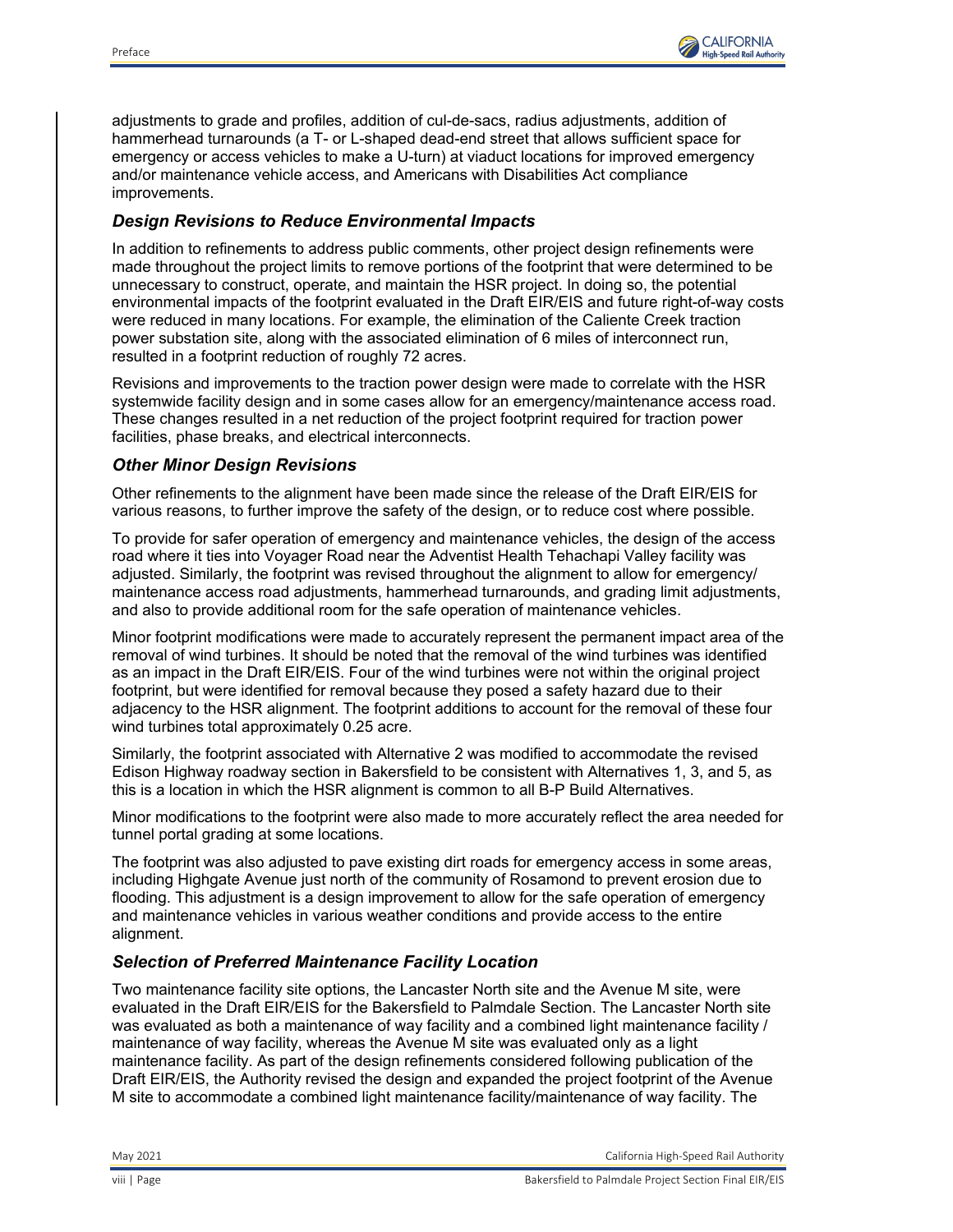adjustments to grade and profiles, addition of cul-de-sacs, radius adjustments, addition of hammerhead turnarounds (a T- or L-shaped dead-end street that allows sufficient space for emergency or access vehicles to make a U-turn) at viaduct locations for improved emergency and/or maintenance vehicle access, and Americans with Disabilities Act compliance improvements.

### *Design Revisions to Reduce Environmental Impacts*

In addition to refinements to address public comments, other project design refinements were made throughout the project limits to remove portions of the footprint that were determined to be unnecessary to construct, operate, and maintain the HSR project. In doing so, the potential environmental impacts of the footprint evaluated in the Draft EIR/EIS and future right-of-way costs were reduced in many locations. For example, the elimination of the Caliente Creek traction power substation site, along with the associated elimination of 6 miles of interconnect run, resulted in a footprint reduction of roughly 72 acres.

Revisions and improvements to the traction power design were made to correlate with the HSR systemwide facility design and in some cases allow for an emergency/maintenance access road. These changes resulted in a net reduction of the project footprint required for traction power facilities, phase breaks, and electrical interconnects.

### *Other Minor Design Revisions*

Other refinements to the alignment have been made since the release of the Draft EIR/EIS for various reasons, to further improve the safety of the design, or to reduce cost where possible.

To provide for safer operation of emergency and maintenance vehicles, the design of the access road where it ties into Voyager Road near the Adventist Health Tehachapi Valley facility was adjusted. Similarly, the footprint was revised throughout the alignment to allow for emergency/maintenance access road adjustments, hammerhead turnarounds, and grading limit adjustments, and also to provide additional room for the safe operation of maintenance vehicles.

Minor footprint modifications were made to accurately represent the permanent impact area of the removal of wind turbines. It should be noted that the removal of the wind turbines was identified as an impact in the Draft EIR/EIS. Four of the wind turbines were not within the original project footprint, but were identified for removal because they posed a safety hazard due to their adjacency to the HSR alignment. The footprint additions to account for the removal of these four wind turbines total approximately 0.25 acre.

Similarly, the footprint associated with Alternative 2 was modified to accommodate the revised Edison Highway roadway section in Bakersfield to be consistent with Alternatives 1, 3, and 5, as this is a location in which the HSR alignment is common to all B-P Build Alternatives.

Minor modifications to the footprint were also made to more accurately reflect the area needed for tunnel portal grading at some locations.

The footprint was also adjusted to pave existing dirt roads for emergency access in some areas, including Highgate Avenue just north of the community of Rosamond to prevent erosion due to flooding. This adjustment is a design improvement to allow for the safe operation of emergency and maintenance vehicles in various weather conditions and provide access to the entire alignment.

### *Selection of Preferred Maintenance Facility Location*

Two maintenance facility site options, the Lancaster North site and the Avenue M site, were evaluated in the Draft EIR/EIS for the Bakersfield to Palmdale Section. The Lancaster North site was evaluated as both a maintenance of way facility and a combined light maintenance facility / maintenance of way facility, whereas the Avenue M site was evaluated only as a light maintenance facility. As part of the design refinements considered following publication of the Draft EIR/EIS, the Authority revised the design and expanded the project footprint of the Avenue M site to accommodate a combined light maintenance facility/maintenance of way facility. The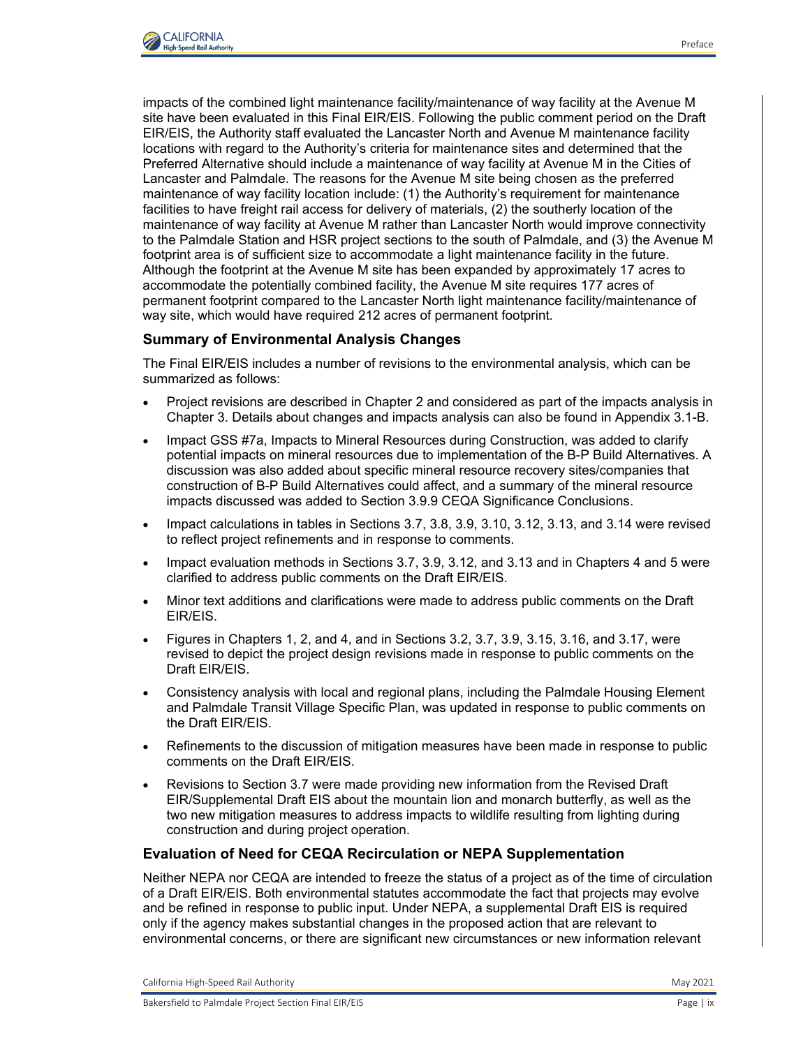impacts of the combined light maintenance facility/maintenance of way facility at the Avenue M site have been evaluated in this Final EIR/EIS. Following the public comment period on the Draft EIR/EIS, the Authority staff evaluated the Lancaster North and Avenue M maintenance facility locations with regard to the Authority's criteria for maintenance sites and determined that the Preferred Alternative should include a maintenance of way facility at Avenue M in the Cities of Lancaster and Palmdale. The reasons for the Avenue M site being chosen as the preferred maintenance of way facility location include: (1) the Authority's requirement for maintenance facilities to have freight rail access for delivery of materials, (2) the southerly location of the maintenance of way facility at Avenue M rather than Lancaster North would improve connectivity to the Palmdale Station and HSR project sections to the south of Palmdale, and (3) the Avenue M footprint area is of sufficient size to accommodate a light maintenance facility in the future. Although the footprint at the Avenue M site has been expanded by approximately 17 acres to accommodate the potentially combined facility, the Avenue M site requires 177 acres of permanent footprint compared to the Lancaster North light maintenance facility/maintenance of way site, which would have required 212 acres of permanent footprint.

### Summary of Environmental Analysis Changes

The Final EIR/EIS includes a number of revisions to the environmental analysis, which can be summarized as follows:

- Project revisions are described in Chapter 2 and considered as part of the impacts analysis in Chapter 3. Details about changes and impacts analysis can also be found in Appendix 3.1-B.
- Impact GSS #7a, Impacts to Mineral Resources during Construction, was added to clarify potential impacts on mineral resources due to implementation of the B-P Build Alternatives. A discussion was also added about specific mineral resource recovery sites/companies that construction of B-P Build Alternatives could affect, and a summary of the mineral resource impacts discussed was added to Section 3.9.9 CEQA Significance Conclusions.
- Impact calculations in tables in Sections 3.7, 3.8, 3.9, 3.10, 3.12, 3.13, and 3.14 were revised to reflect project refinements and in response to comments.
- Impact evaluation methods in Sections 3.7, 3.9, 3.12, and 3.13 and in Chapters 4 and 5 were clarified to address public comments on the Draft EIR/EIS.
- Minor text additions and clarifications were made to address public comments on the Draft EIR/EIS.
- Figures in Chapters 1, 2, and 4, and in Sections 3.2, 3.7, 3.9, 3.15, 3.16, and 3.17, were revised to depict the project design revisions made in response to public comments on the Draft EIR/EIS.
- Consistency analysis with local and regional plans, including the Palmdale Housing Element and Palmdale Transit Village Specific Plan, was updated in response to public comments on the Draft EIR/EIS.
- Refinements to the discussion of mitigation measures have been made in response to public comments on the Draft EIR/EIS.
- Revisions to Section 3.7 were made providing new information from the Revised Draft EIR/Supplemental Draft EIS about the mountain lion and monarch butterfly, as well as the two new mitigation measures to address impacts to wildlife resulting from lighting during construction and during project operation.

### Evaluation of Need for CEQA Recirculation or NEPA Supplementation

Neither NEPA nor CEQA are intended to freeze the status of a project as of the time of circulation of a Draft EIR/EIS. Both environmental statutes accommodate the fact that projects may evolve and be refined in response to public input. Under NEPA, a supplemental Draft EIS is required only if the agency makes substantial changes in the proposed action that are relevant to environmental concerns, or there are significant new circumstances or new information relevant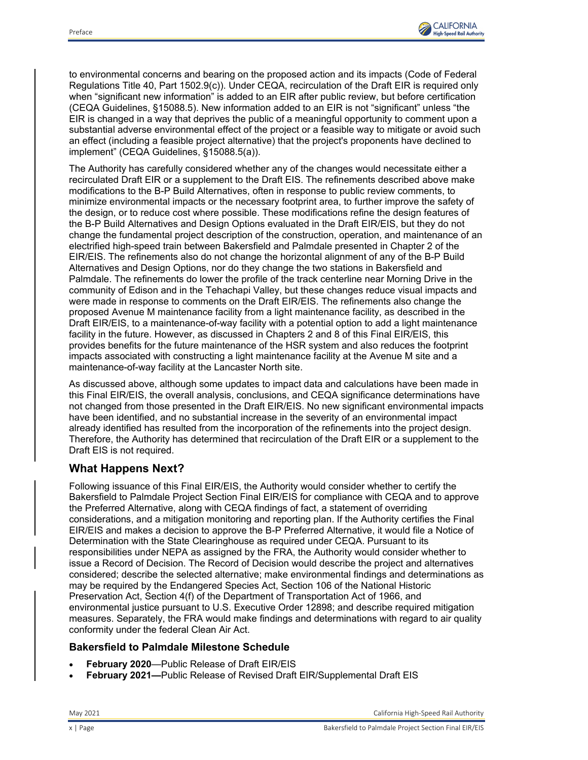to environmental concerns and bearing on the proposed action and its impacts (Code of Federal Regulations Title 40, Part 1502.9(c)). Under CEQA, recirculation of the Draft EIR is required only when "significant new information" is added to an EIR after public review, but before certification (CEQA Guidelines, §15088.5). New information added to an EIR is not "significant" unless "the EIR is changed in a way that deprives the public of a meaningful opportunity to comment upon a substantial adverse environmental effect of the project or a feasible way to mitigate or avoid such an effect (including a feasible project alternative) that the project's proponents have declined to implement" (CEQA Guidelines, §15088.5(a)).

The Authority has carefully considered whether any of the changes would necessitate either a recirculated Draft EIR or a supplement to the Draft EIS. The refinements described above make modifications to the B-P Build Alternatives, often in response to public review comments, to minimize environmental impacts or the necessary footprint area, to further improve the safety of the design, or to reduce cost where possible. These modifications refine the design features of the B-P Build Alternatives and Design Options evaluated in the Draft EIR/EIS, but they do not change the fundamental project description of the construction, operation, and maintenance of an electrified high-speed train between Bakersfield and Palmdale presented in Chapter 2 of the EIR/EIS. The refinements also do not change the horizontal alignment of any of the B-P Build Alternatives and Design Options, nor do they change the two stations in Bakersfield and Palmdale. The refinements do lower the profile of the track centerline near Morning Drive in the community of Edison and in the Tehachapi Valley, but these changes reduce visual impacts and were made in response to comments on the Draft EIR/EIS. The refinements also change the proposed Avenue M maintenance facility from a light maintenance facility, as described in the Draft EIR/EIS, to a maintenance-of-way facility with a potential option to add a light maintenance facility in the future. However, as discussed in Chapters 2 and 8 of this Final EIR/EIS, this provides benefits for the future maintenance of the HSR system and also reduces the footprint impacts associated with constructing a light maintenance facility at the Avenue M site and a maintenance-of-way facility at the Lancaster North site.

As discussed above, although some updates to impact data and calculations have been made in this Final EIR/EIS, the overall analysis, conclusions, and CEQA significance determinations have not changed from those presented in the Draft EIR/EIS. No new significant environmental impacts have been identified, and no substantial increase in the severity of an environmental impact already identified has resulted from the incorporation of the refinements into the project design. Therefore, the Authority has determined that recirculation of the Draft EIR or a supplement to the Draft EIS is not required.

## What Happens Next?

Following issuance of this Final EIR/EIS, the Authority would consider whether to certify the Bakersfield to Palmdale Project Section Final EIR/EIS for compliance with CEQA and to approve the Preferred Alternative, along with CEQA findings of fact, a statement of overriding considerations, and a mitigation monitoring and reporting plan. If the Authority certifies the Final EIR/EIS and makes a decision to approve the B-P Preferred Alternative, it would file a Notice of Determination with the State Clearinghouse as required under CEQA. Pursuant to its responsibilities under NEPA as assigned by the FRA, the Authority would consider whether to issue a Record of Decision. The Record of Decision would describe the project and alternatives considered; describe the selected alternative; make environmental findings and determinations as may be required by the Endangered Species Act, Section 106 of the National Historic Preservation Act, Section 4(f) of the Department of Transportation Act of 1966, and environmental justice pursuant to U.S. Executive Order 12898; and describe required mitigation measures. Separately, the FRA would make findings and determinations with regard to air quality conformity under the federal Clean Air Act.

### Bakersfield to Palmdale Milestone Schedule

- **February 2020**—Public Release of Draft EIR/EIS
- **February 2021—**Public Release of Revised Draft EIR/Supplemental Draft EIS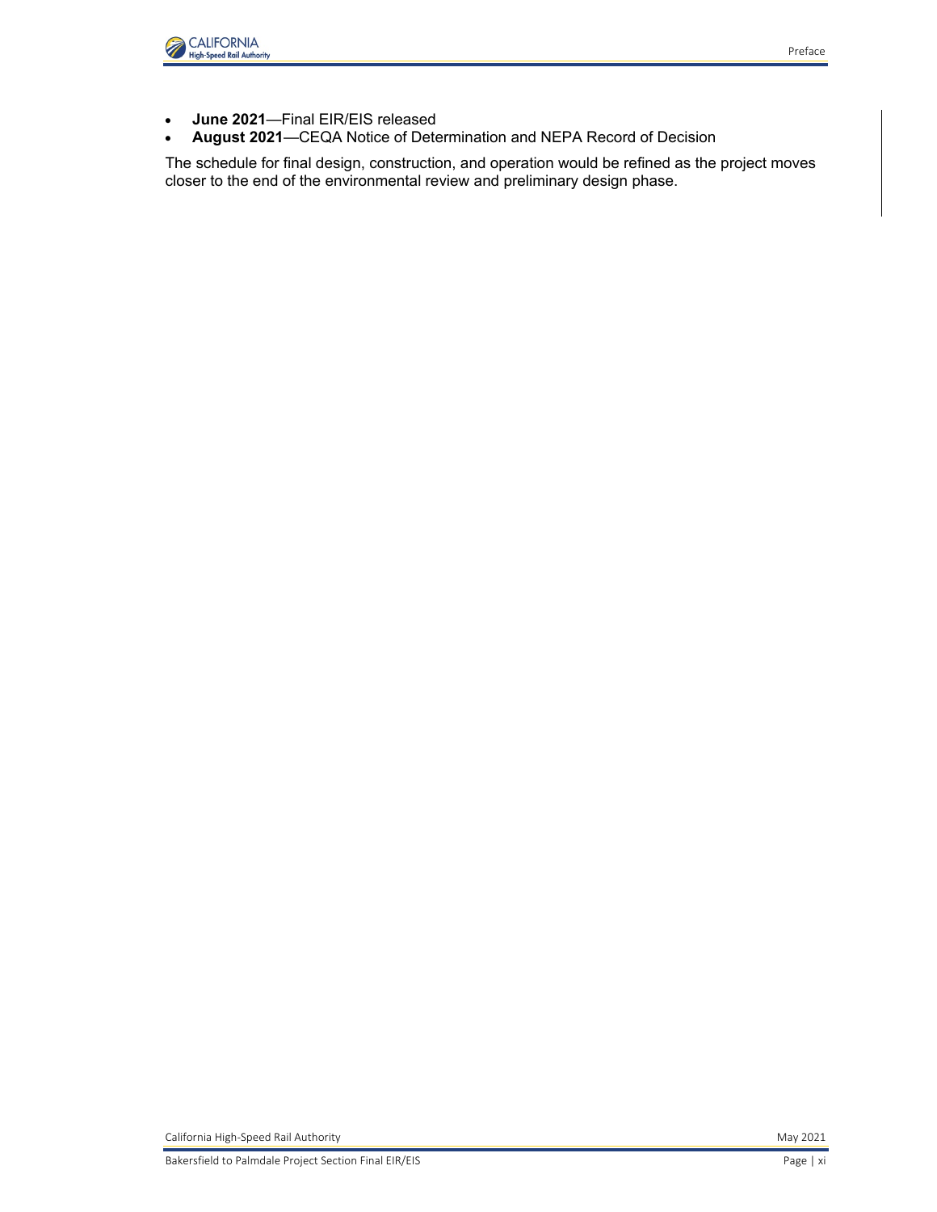- **June 2021**—Final EIR/EIS released
- **August 2021**—CEQA Notice of Determination and NEPA Record of Decision

The schedule for final design, construction, and operation would be refined as the project moves closer to the end of the environmental review and preliminary design phase.